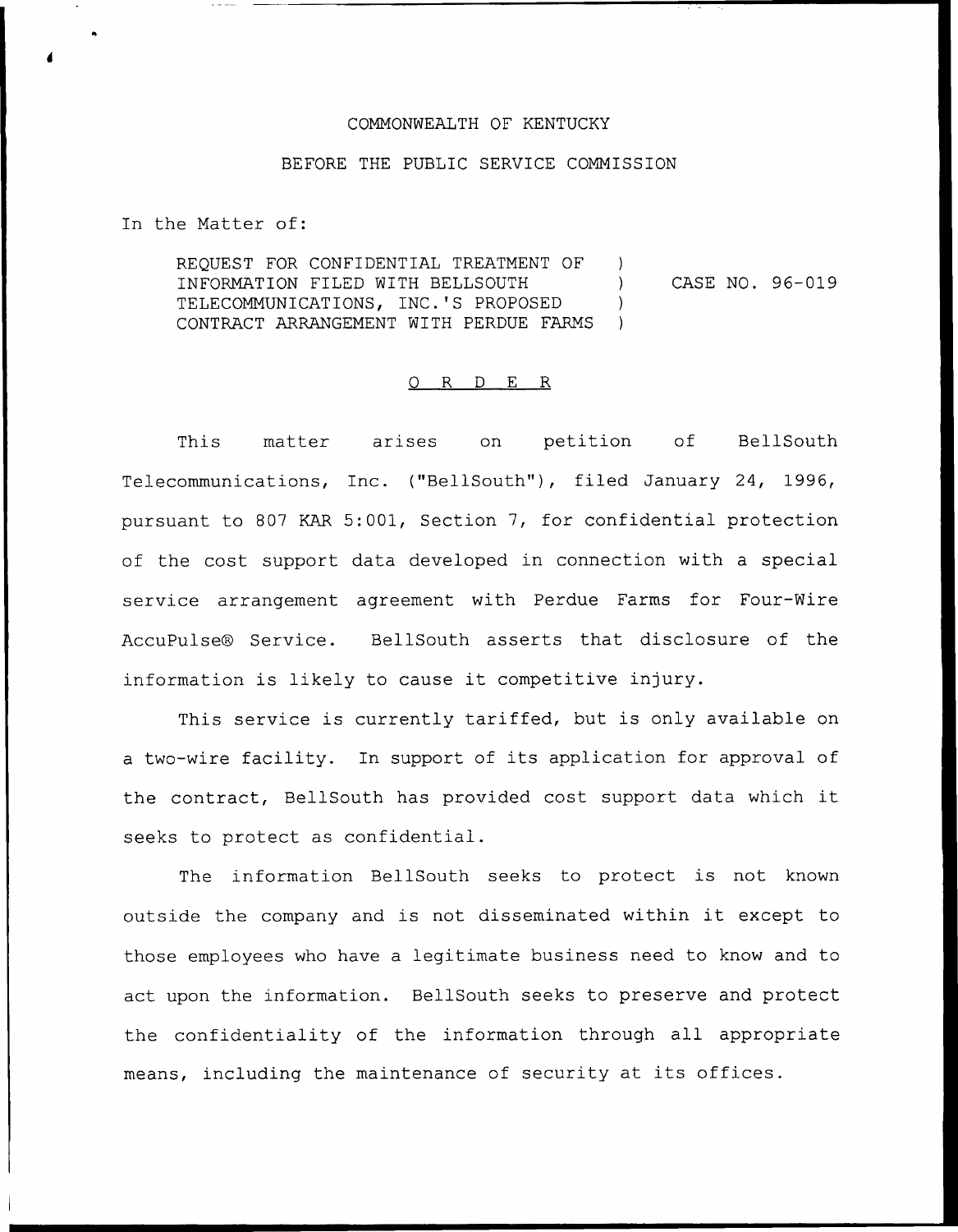COMMONWEALTH OF KENTUCKY

BEFORE THE PUBLIC SERVICE COMMISSION

In the Matter of:

REQUEST FOR CONFIDENTIAL TREATMENT OF INFORMATION FILED WITH BELLSOUTH TELECOMMUNICATIONS, INC.'S PROPOSED CONTRACT ARRANGEMENT WITH PERDUE FARMS ) CASE NO. 96-019

O R D E R

This matter arises on petition of BellSouth Telecommunications, Inc. ("BellSouth"), filed January 24, 1996, pursuant to 807 KAR 5:001, Section 7, for confidential protection of the cost support data developed in connection with a special service arrangement agreement with Perdue Farms for Four-Wire AccuPulse® Service. BellSouth asserts that disclosure of the information is likely to cause it competitive injury.

This service is currently tariffed, but is only available on a two-wire facility. In support of its application for approval of the contract, BellSouth has provided cost support data which it seeks to protect as confidential.

The information BellSouth seeks to protect is not known outside the company and is not disseminated within it except to those employees who have a legitimate business need to know and to act upon the information. BellSouth seeks to preserve and protect the confidentiality of the information through all appropriate means, including the maintenance of security at its offices.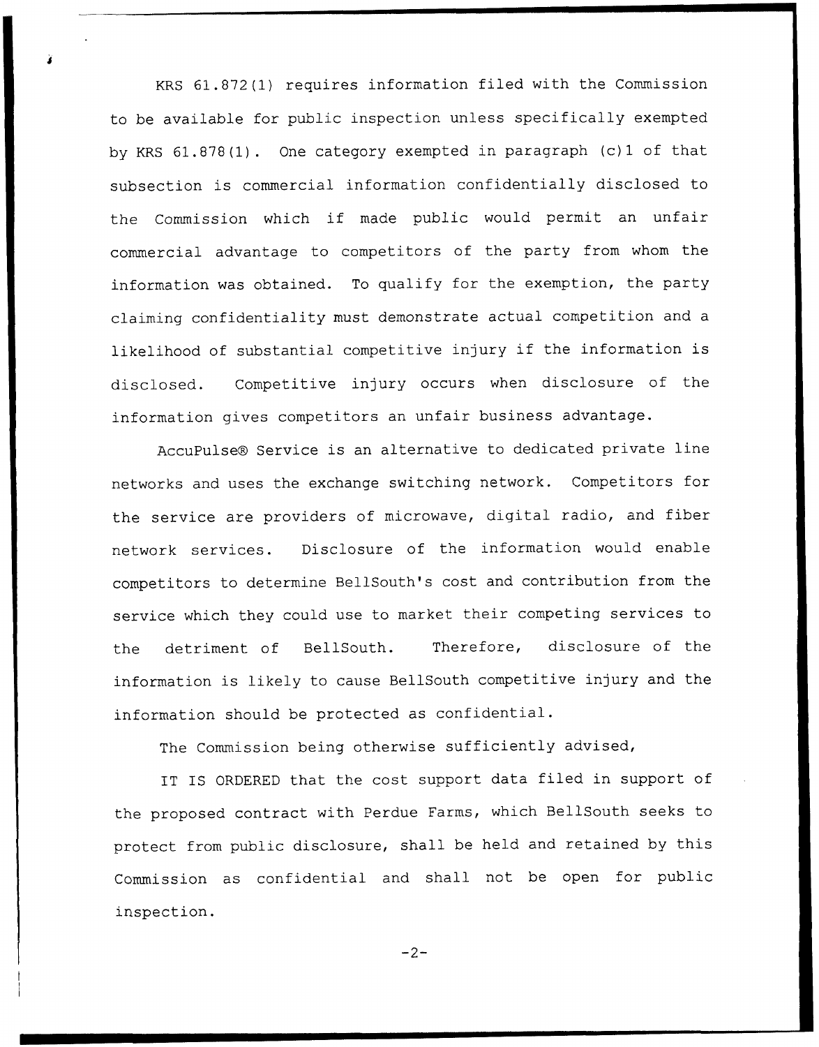KRS 61.872(1) requires information filed with the Commission to be available for public inspection unless specifically exempted by KRS 61.878(1). One category exempted in paragraph (c)1 of that subsection is commercial information confidentially disclosed to the Commission which if made public would permit an unfair commercial advantage to competitors of the party from whom the information was obtained. To qualify for the exemption, the party claiming confidentiality must demonstrate actual competition and a likelihood of substantial competitive injury if the information is disclosed. Competitive injury occurs when disclosure of the information gives competitors an unfair business advantage.

AccuPulse® Service is an alternative to dedicated private line networks and uses the exchange switching network. Competitors for the service are providers of microwave, digital radio, and fiber network services. Disclosure of the information would enable competitors to determine BellSouth's cost and contribution from the service which they could use to market their competing services to the detriment of BellSouth. Therefore, disclosure of the information is likely to cause BellSouth competitive injury and the information should be protected as confidential.

The Commission being otherwise sufficiently advised,

IT IS ORDERED that the cost support data filed in support of the proposed contract with Perdue Farms, which BellSouth seeks to protect from public disclosure, shall be held and retained by this Commission as confidential and shall not be open for public inspection.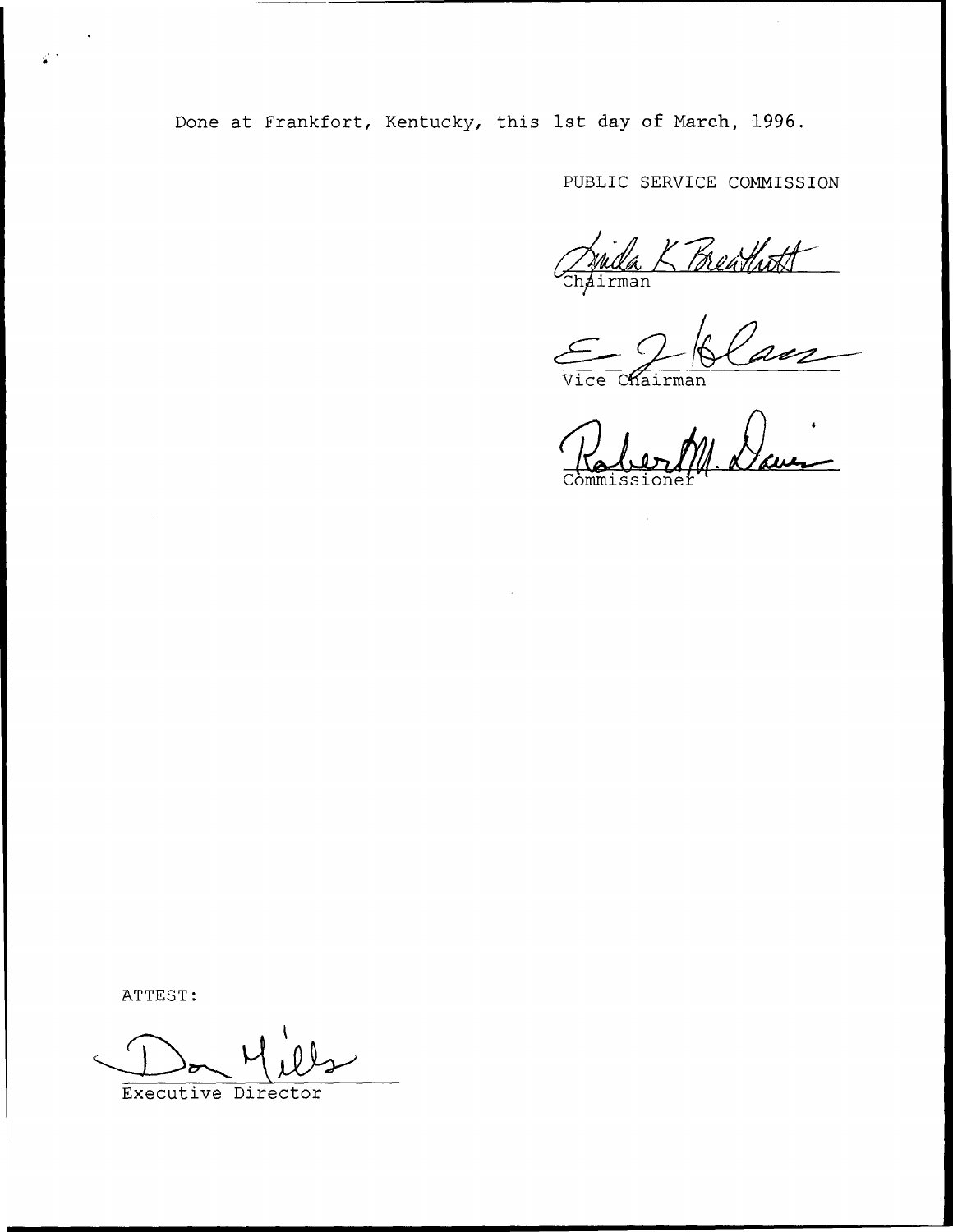Done at Frankfort, Kentucky, this 1st day of March, 1996.

PUBLIC SERVICE COMMISSION

Linda K Breathitt
Chairman

E. J. Glass
Vice Chairman

Robert M. Davis
Commissioner

ATTEST:

Don Mills
Executive Director